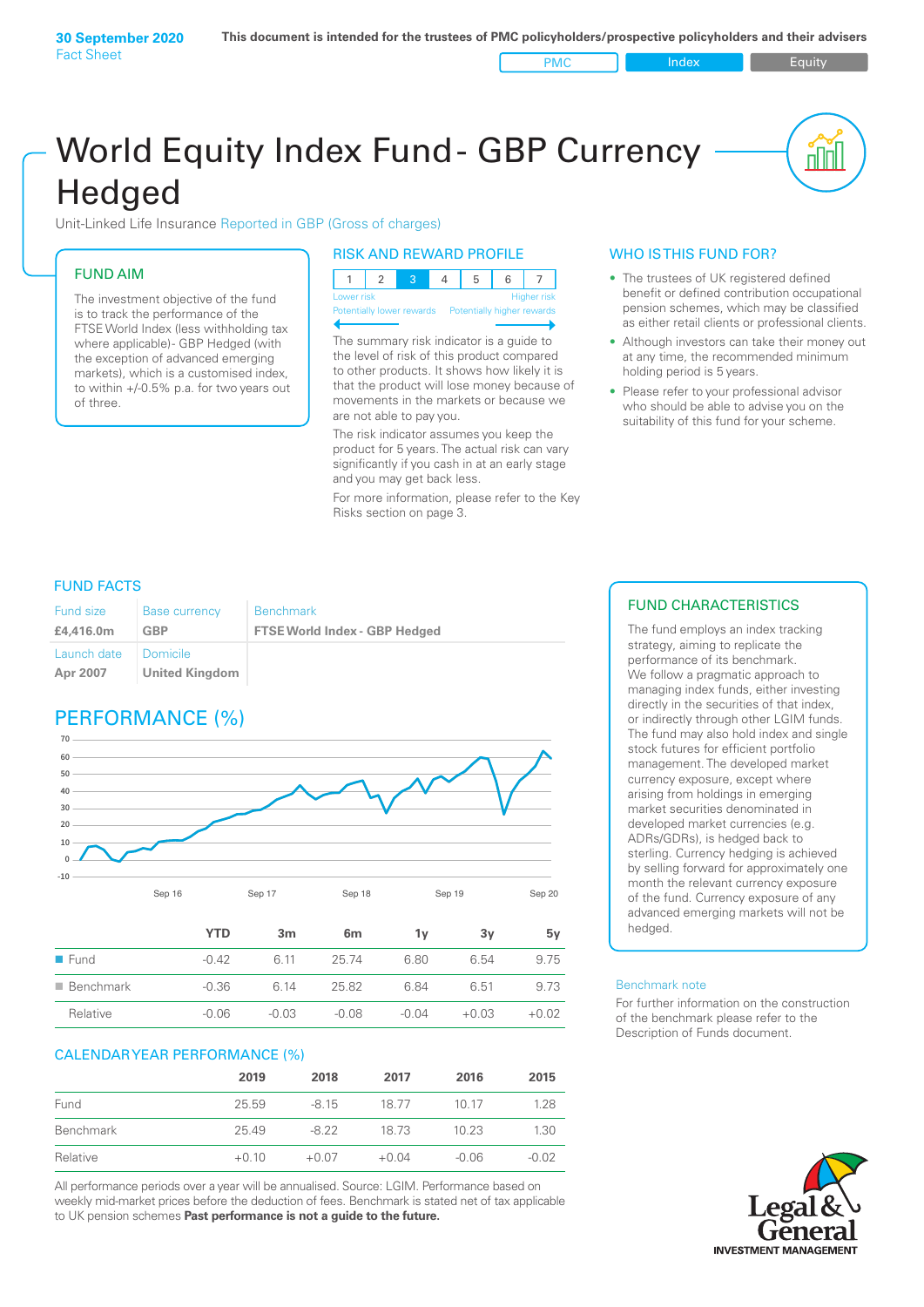**30 September 2020** Fact Sheet

**This document is intended for the trustees of PMC policyholders/prospective policyholders and their advisers**

PMC | Index | Equity

# World Equity Index Fund - GBP Currency Hedged

Unit-Linked Life Insurance Reported in GBP (Gross of charges)

## FUND AIM

The investment objective of the fund is to track the performance of the FTSE World Index (less withholding tax where applicable)- GBP Hedged (with the exception of advanced emerging markets), which is a customised index, to within +/-0.5% p.a. for two years out of three.

## RISK AND REWARD PROFILE

| 1 | 2 | 3 | 4 | 5 | 6 | 7 |
|---|---|---|---|---|---|---|

Lower risk — Higher risk
Potentially lower rewards — Potentially higher rewards

The summary risk indicator is a guide to the level of risk of this product compared to other products. It shows how likely it is that the product will lose money because of movements in the markets or because we are not able to pay you.

The risk indicator assumes you keep the product for 5 years. The actual risk can vary significantly if you cash in at an early stage and you may get back less.

For more information, please refer to the Key Risks section on page 3.

## WHO IS THIS FUND FOR?

- The trustees of UK registered defined benefit or defined contribution occupational pension schemes, which may be classified as either retail clients or professional clients.
- Although investors can take their money out at any time, the recommended minimum holding period is 5 years.
- Please refer to your professional advisor who should be able to advise you on the suitability of this fund for your scheme.

## FUND FACTS

| Fund size | Base currency | Benchmark |
|---|---|---|
| **£4,416.0m** | **GBP** | **FTSE World Index - GBP Hedged** |
| Launch date | Domicile | |
| **Apr 2007** | **United Kingdom** | |

## PERFORMANCE (%)

| | YTD | 3m | 6m | 1y | 3y | 5y |
|---|---|---|---|---|---|---|
| Fund | -0.42 | 6.11 | 25.74 | 6.80 | 6.54 | 9.75 |
| Benchmark | -0.36 | 6.14 | 25.82 | 6.84 | 6.51 | 9.73 |
| Relative | -0.06 | -0.03 | -0.08 | -0.04 | +0.03 | +0.02 |

## CALENDAR YEAR PERFORMANCE (%)

| | 2019 | 2018 | 2017 | 2016 | 2015 |
|---|---|---|---|---|---|
| Fund | 25.59 | -8.15 | 18.77 | 10.17 | 1.28 |
| Benchmark | 25.49 | -8.22 | 18.73 | 10.23 | 1.30 |
| Relative | +0.10 | +0.07 | +0.04 | -0.06 | -0.02 |

All performance periods over a year will be annualised. Source: LGIM. Performance based on weekly mid-market prices before the deduction of fees. Benchmark is stated net of tax applicable to UK pension schemes **Past performance is not a guide to the future.**

## FUND CHARACTERISTICS

The fund employs an index tracking strategy, aiming to replicate the performance of its benchmark. We follow a pragmatic approach to managing index funds, either investing directly in the securities of that index, or indirectly through other LGIM funds. The fund may also hold index and single stock futures for efficient portfolio management. The developed market currency exposure, except where arising from holdings in emerging market securities denominated in developed market currencies (e.g. ADRs/GDRs), is hedged back to sterling. Currency hedging is achieved by selling forward for approximately one month the relevant currency exposure of the fund. Currency exposure of any advanced emerging markets will not be hedged.

### Benchmark note

For further information on the construction of the benchmark please refer to the Description of Funds document.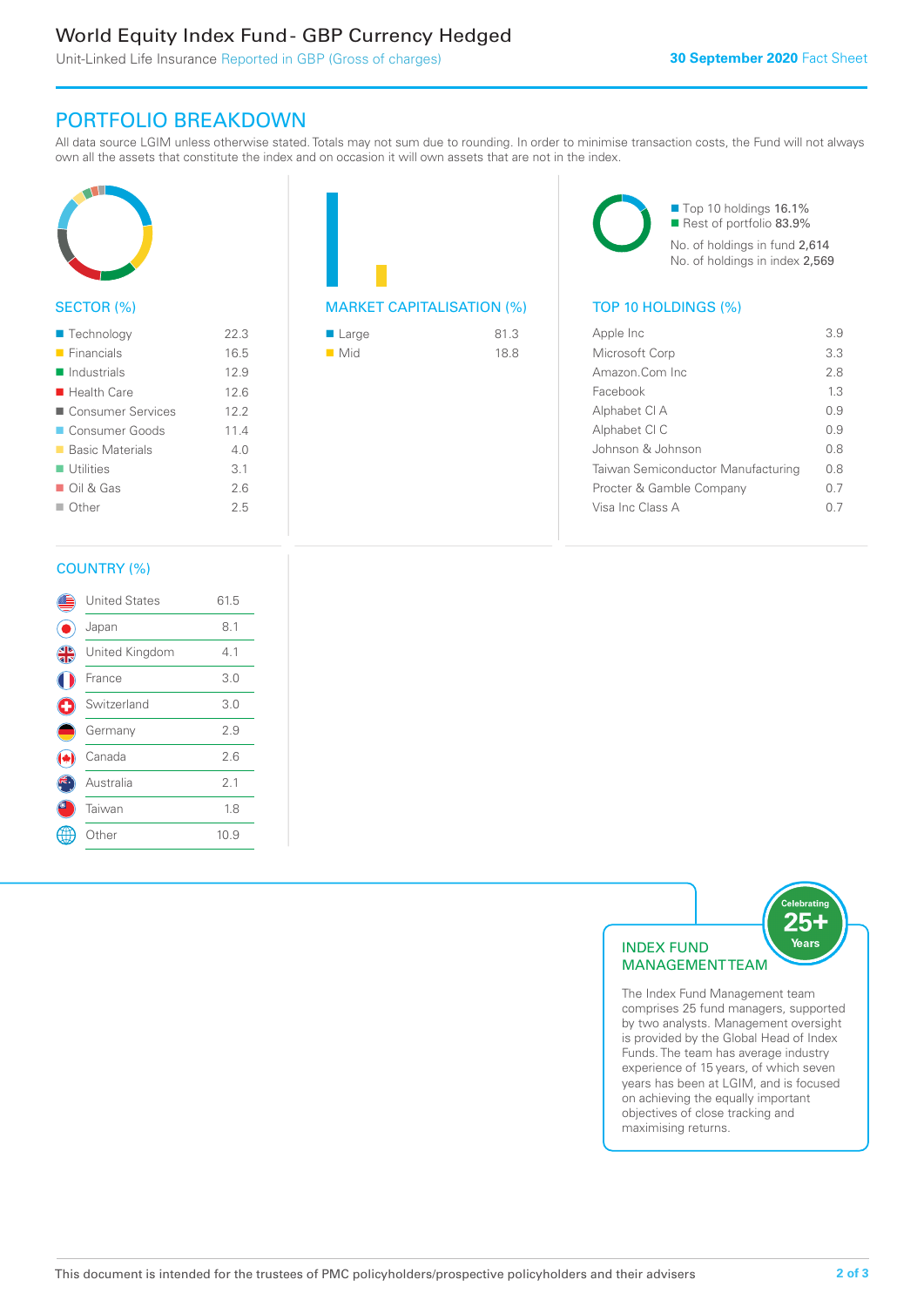# World Equity Index Fund - GBP Currency Hedged

Unit-Linked Life Insurance Reported in GBP (Gross of charges)

**30 September 2020** Fact Sheet

## PORTFOLIO BREAKDOWN

All data source LGIM unless otherwise stated. Totals may not sum due to rounding. In order to minimise transaction costs, the Fund will not always own all the assets that constitute the index and on occasion it will own assets that are not in the index.

### SECTOR (%)

| Sector | % |
|---|---|
| Technology | 22.3 |
| Financials | 16.5 |
| Industrials | 12.9 |
| Health Care | 12.6 |
| Consumer Services | 12.2 |
| Consumer Goods | 11.4 |
| Basic Materials | 4.0 |
| Utilities | 3.1 |
| Oil & Gas | 2.6 |
| Other | 2.5 |

### MARKET CAPITALISATION (%)

| Market Cap | % |
|---|---|
| Large | 81.3 |
| Mid | 18.8 |

- Top 10 holdings 16.1%
- Rest of portfolio 83.9%

No. of holdings in fund 2,614
No. of holdings in index 2,569

### TOP 10 HOLDINGS (%)

| Holding | % |
|---|---|
| Apple Inc | 3.9 |
| Microsoft Corp | 3.3 |
| Amazon.Com Inc | 2.8 |
| Facebook | 1.3 |
| Alphabet Cl A | 0.9 |
| Alphabet Cl C | 0.9 |
| Johnson & Johnson | 0.8 |
| Taiwan Semiconductor Manufacturing | 0.8 |
| Procter & Gamble Company | 0.7 |
| Visa Inc Class A | 0.7 |

### COUNTRY (%)

| Country | % |
|---|---|
| United States | 61.5 |
| Japan | 8.1 |
| United Kingdom | 4.1 |
| France | 3.0 |
| Switzerland | 3.0 |
| Germany | 2.9 |
| Canada | 2.6 |
| Australia | 2.1 |
| Taiwan | 1.8 |
| Other | 10.9 |

### INDEX FUND MANAGEMENT TEAM

Celebrating 25+ Years

The Index Fund Management team comprises 25 fund managers, supported by two analysts. Management oversight is provided by the Global Head of Index Funds. The team has average industry experience of 15 years, of which seven years has been at LGIM, and is focused on achieving the equally important objectives of close tracking and maximising returns.

This document is intended for the trustees of PMC policyholders/prospective policyholders and their advisers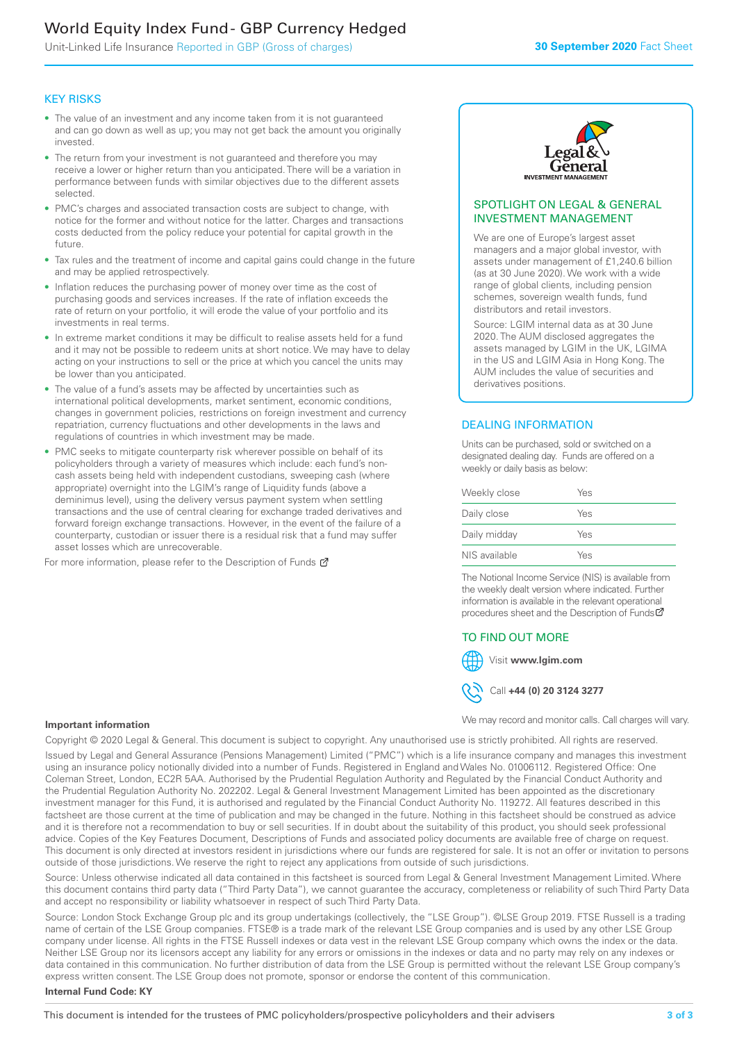# World Equity Index Fund - GBP Currency Hedged

Unit-Linked Life Insurance Reported in GBP (Gross of charges)

**30 September 2020** Fact Sheet

## KEY RISKS

- The value of an investment and any income taken from it is not guaranteed and can go down as well as up; you may not get back the amount you originally invested.
- The return from your investment is not guaranteed and therefore you may receive a lower or higher return than you anticipated. There will be a variation in performance between funds with similar objectives due to the different assets selected.
- PMC's charges and associated transaction costs are subject to change, with notice for the former and without notice for the latter. Charges and transactions costs deducted from the policy reduce your potential for capital growth in the future.
- Tax rules and the treatment of income and capital gains could change in the future and may be applied retrospectively.
- Inflation reduces the purchasing power of money over time as the cost of purchasing goods and services increases. If the rate of inflation exceeds the rate of return on your portfolio, it will erode the value of your portfolio and its investments in real terms.
- In extreme market conditions it may be difficult to realise assets held for a fund and it may not be possible to redeem units at short notice. We may have to delay acting on your instructions to sell or the price at which you cancel the units may be lower than you anticipated.
- The value of a fund's assets may be affected by uncertainties such as international political developments, market sentiment, economic conditions, changes in government policies, restrictions on foreign investment and currency repatriation, currency fluctuations and other developments in the laws and regulations of countries in which investment may be made.
- PMC seeks to mitigate counterparty risk wherever possible on behalf of its policyholders through a variety of measures which include: each fund's non-cash assets being held with independent custodians, sweeping cash (where appropriate) overnight into the LGIM's range of Liquidity funds (above a deminimus level), using the delivery versus payment system when settling transactions and the use of central clearing for exchange traded derivatives and forward foreign exchange transactions. However, in the event of the failure of a counterparty, custodian or issuer there is a residual risk that a fund may suffer asset losses which are unrecoverable.

For more information, please refer to the Description of Funds

## SPOTLIGHT ON LEGAL & GENERAL INVESTMENT MANAGEMENT

We are one of Europe's largest asset managers and a major global investor, with assets under management of £1,240.6 billion (as at 30 June 2020). We work with a wide range of global clients, including pension schemes, sovereign wealth funds, fund distributors and retail investors.

Source: LGIM internal data as at 30 June 2020. The AUM disclosed aggregates the assets managed by LGIM in the UK, LGIMA in the US and LGIM Asia in Hong Kong. The AUM includes the value of securities and derivatives positions.

## DEALING INFORMATION

Units can be purchased, sold or switched on a designated dealing day. Funds are offered on a weekly or daily basis as below:

| | |
|---|---|
| Weekly close | Yes |
| Daily close | Yes |
| Daily midday | Yes |
| NIS available | Yes |

The Notional Income Service (NIS) is available from the weekly dealt version where indicated. Further information is available in the relevant operational procedures sheet and the Description of Funds

## TO FIND OUT MORE

Visit **www.lgim.com**

Call **+44 (0) 20 3124 3277**

We may record and monitor calls. Call charges will vary.

**Important information**

Copyright © 2020 Legal & General. This document is subject to copyright. Any unauthorised use is strictly prohibited. All rights are reserved.

Issued by Legal and General Assurance (Pensions Management) Limited ("PMC") which is a life insurance company and manages this investment using an insurance policy notionally divided into a number of Funds. Registered in England and Wales No. 01006112. Registered Office: One Coleman Street, London, EC2R 5AA. Authorised by the Prudential Regulation Authority and Regulated by the Financial Conduct Authority and the Prudential Regulation Authority No. 202202. Legal & General Investment Management Limited has been appointed as the discretionary investment manager for this Fund, it is authorised and regulated by the Financial Conduct Authority No. 119272. All features described in this factsheet are those current at the time of publication and may be changed in the future. Nothing in this factsheet should be construed as advice and it is therefore not a recommendation to buy or sell securities. If in doubt about the suitability of this product, you should seek professional advice. Copies of the Key Features Document, Descriptions of Funds and associated policy documents are available free of charge on request. This document is only directed at investors resident in jurisdictions where our funds are registered for sale. It is not an offer or invitation to persons outside of those jurisdictions. We reserve the right to reject any applications from outside of such jurisdictions.

Source: Unless otherwise indicated all data contained in this factsheet is sourced from Legal & General Investment Management Limited. Where this document contains third party data ("Third Party Data"), we cannot guarantee the accuracy, completeness or reliability of such Third Party Data and accept no responsibility or liability whatsoever in respect of such Third Party Data.

Source: London Stock Exchange Group plc and its group undertakings (collectively, the "LSE Group"). ©LSE Group 2019. FTSE Russell is a trading name of certain of the LSE Group companies. FTSE® is a trade mark of the relevant LSE Group companies and is used by any other LSE Group company under license. All rights in the FTSE Russell indexes or data vest in the relevant LSE Group company which owns the index or the data. Neither LSE Group nor its licensors accept any liability for any errors or omissions in the indexes or data and no party may rely on any indexes or data contained in this communication. No further distribution of data from the LSE Group is permitted without the relevant LSE Group company's express written consent. The LSE Group does not promote, sponsor or endorse the content of this communication.

**Internal Fund Code: KY**

This document is intended for the trustees of PMC policyholders/prospective policyholders and their advisers